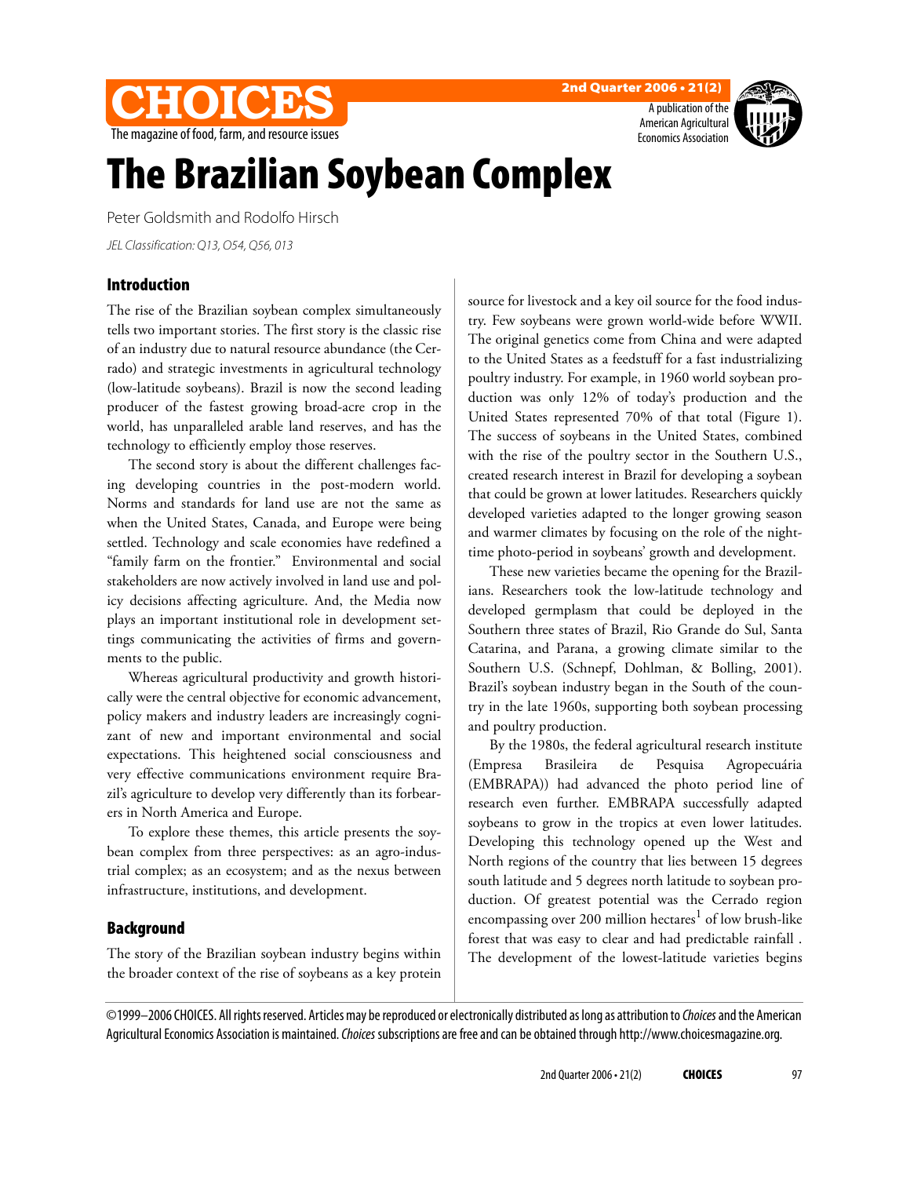# The Brazilian Soybean Complex

Peter Goldsmith and Rodolfo Hirsch

*JEL Classification: Q13, O54, Q56, 013*

## Introduction

The rise of the Brazilian soybean complex simultaneously tells two important stories. The first story is the classic rise of an industry due to natural resource abundance (the Cerrado) and strategic investments in agricultural technology (low-latitude soybeans). Brazil is now the second leading producer of the fastest growing broad-acre crop in the world, has unparalleled arable land reserves, and has the technology to efficiently employ those reserves.

The second story is about the different challenges facing developing countries in the post-modern world. Norms and standards for land use are not the same as when the United States, Canada, and Europe were being settled. Technology and scale economies have redefined a "family farm on the frontier." Environmental and social stakeholders are now actively involved in land use and policy decisions affecting agriculture. And, the Media now plays an important institutional role in development settings communicating the activities of firms and governments to the public.

Whereas agricultural productivity and growth historically were the central objective for economic advancement, policy makers and industry leaders are increasingly cognizant of new and important environmental and social expectations. This heightened social consciousness and very effective communications environment require Brazil's agriculture to develop very differently than its forbearers in North America and Europe.

To explore these themes, this article presents the soybean complex from three perspectives: as an agro-industrial complex; as an ecosystem; and as the nexus between infrastructure, institutions, and development.

## Background

The story of the Brazilian soybean industry begins within the broader context of the rise of soybeans as a key protein source for livestock and a key oil source for the food industry. Few soybeans were grown world-wide before WWII. The original genetics come from China and were adapted to the United States as a feedstuff for a fast industrializing poultry industry. For example, in 1960 world soybean production was only 12% of today's production and the United States represented 70% of that total (Figure 1). The success of soybeans in the United States, combined with the rise of the poultry sector in the Southern U.S., created research interest in Brazil for developing a soybean that could be grown at lower latitudes. Researchers quickly developed varieties adapted to the longer growing season and warmer climates by focusing on the role of the nighttime photo-period in soybeans' growth and development.

These new varieties became the opening for the Brazilians. Researchers took the low-latitude technology and developed germplasm that could be deployed in the Southern three states of Brazil, Rio Grande do Sul, Santa Catarina, and Parana, a growing climate similar to the Southern U.S. (Schnepf, Dohlman, & Bolling, 2001). Brazil's soybean industry began in the South of the country in the late 1960s, supporting both soybean processing and poultry production.

By the 1980s, the federal agricultural research institute (Empresa Brasileira de Pesquisa Agropecuária (EMBRAPA)) had advanced the photo period line of research even further. EMBRAPA successfully adapted soybeans to grow in the tropics at even lower latitudes. Developing this technology opened up the West and North regions of the country that lies between 15 degrees south latitude and 5 degrees north latitude to soybean production. Of greatest potential was the Cerrado region encompassing over 200 million hectares[1] of low brush-like forest that was easy to clear and had predictable rainfall . The development of the lowest-latitude varieties begins

©1999–2006 CHOICES. All rights reserved. Articles may be reproduced or electronically distributed as long as attribution to *Choices* and the American Agricultural Economics Association is maintained. *Choices* subscriptions are free and can be obtained through http://www.choicesmagazine.org.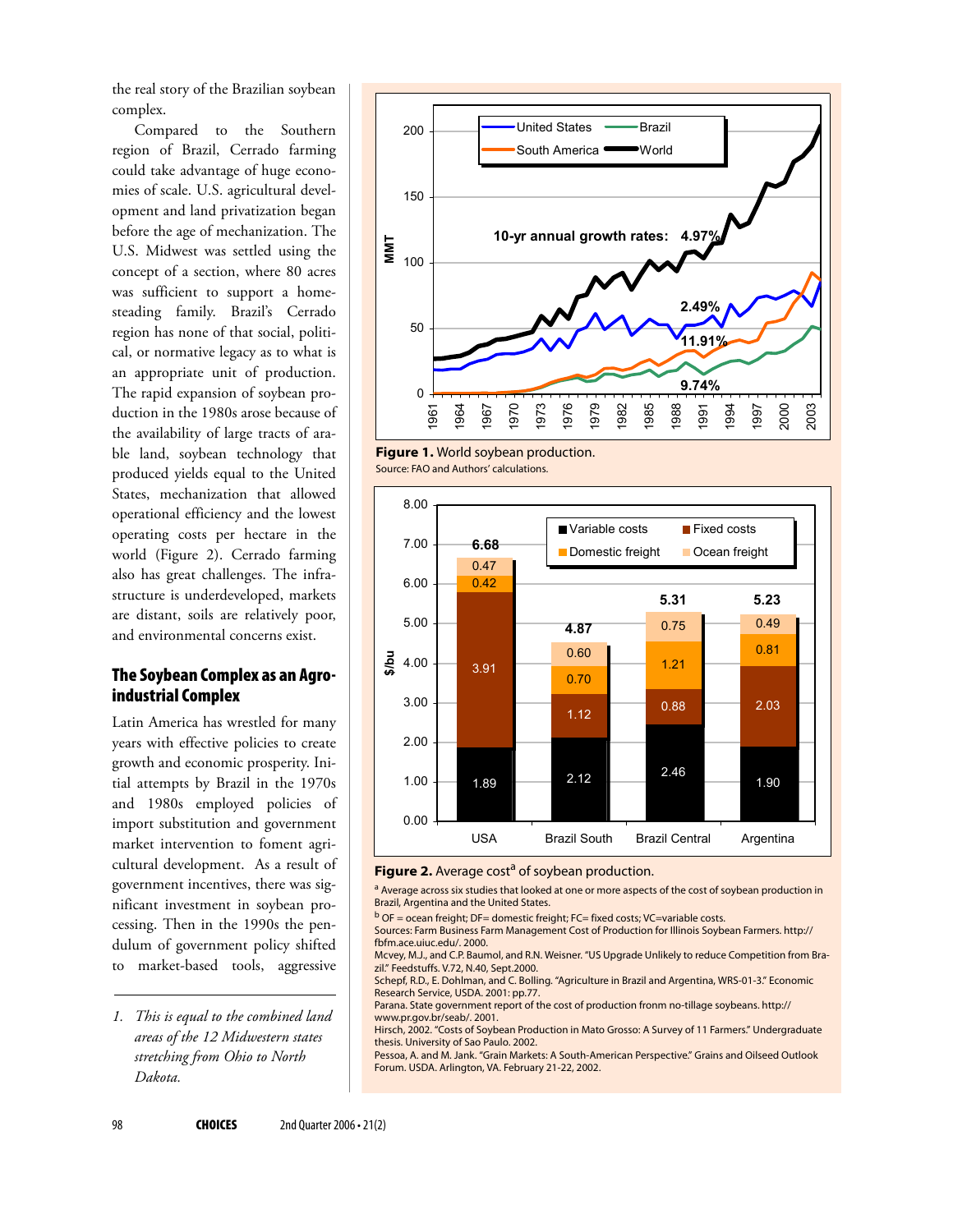the real story of the Brazilian soybean complex.

Compared to the Southern region of Brazil, Cerrado farming could take advantage of huge economies of scale. U.S. agricultural development and land privatization began before the age of mechanization. The U.S. Midwest was settled using the concept of a section, where 80 acres was sufficient to support a homesteading family. Brazil's Cerrado region has none of that social, political, or normative legacy as to what is an appropriate unit of production. The rapid expansion of soybean production in the 1980s arose because of the availability of large tracts of arable land, soybean technology that produced yields equal to the United States, mechanization that allowed operational efficiency and the lowest operating costs per hectare in the world (Figure 2). Cerrado farming also has great challenges. The infrastructure is underdeveloped, markets are distant, soils are relatively poor, and environmental concerns exist.

## The Soybean Complex as an Agro-industrial Complex

Latin America has wrestled for many years with effective policies to create growth and economic prosperity. Initial attempts by Brazil in the 1970s and 1980s employed policies of import substitution and government market intervention to foment agricultural development. As a result of government incentives, there was significant investment in soybean processing. Then in the 1990s the pendulum of government policy shifted to market-based tools, aggressive

1. *This is equal to the combined land areas of the 12 Midwestern states stretching from Ohio to North Dakota.*

**Figure 1.** World soybean production.

Source: FAO and Authors' calculations.

**Figure 2.** Average cost[a] of soybean production.

| | USA | Brazil South | Brazil Central | Argentina |
|---|---|---|---|---|
| Variable costs | 1.89 | 2.12 | 2.46 | 1.90 |
| Fixed costs | 3.91 | 1.12 | 0.88 | 2.03 |
| Domestic freight | 0.42 | 0.70 | 1.21 | 0.81 |
| Ocean freight | 0.47 | 0.60 | 0.75 | 0.49 |
| Total ($/bu) | 6.68 | 4.87 | 5.31 | 5.23 |

[a] Average across six studies that looked at one or more aspects of the cost of soybean production in Brazil, Argentina and the United States.

[b] OF = ocean freight; DF= domestic freight; FC= fixed costs; VC=variable costs.

Sources: Farm Business Farm Management Cost of Production for Illinois Soybean Farmers. http://fbfm.ace.uiuc.edu/. 2000.

Mcvey, M.J., and C.P. Baumol, and R.N. Weisner. "US Upgrade Unlikely to reduce Competition from Brazil." Feedstuffs. V.72, N.40, Sept.2000.

Schepf, R.D., E. Dohlman, and C. Bolling. "Agriculture in Brazil and Argentina, WRS-01-3." Economic Research Service, USDA. 2001: pp.77.

Parana. State government report of the cost of production fronm no-tillage soybeans. http://www.pr.gov.br/seab/. 2001.

Hirsch, 2002. "Costs of Soybean Production in Mato Grosso: A Survey of 11 Farmers." Undergraduate thesis. University of Sao Paulo. 2002.

Pessoa, A. and M. Jank. "Grain Markets: A South-American Perspective." Grains and Oilseed Outlook Forum. USDA. Arlington, VA. February 21-22, 2002.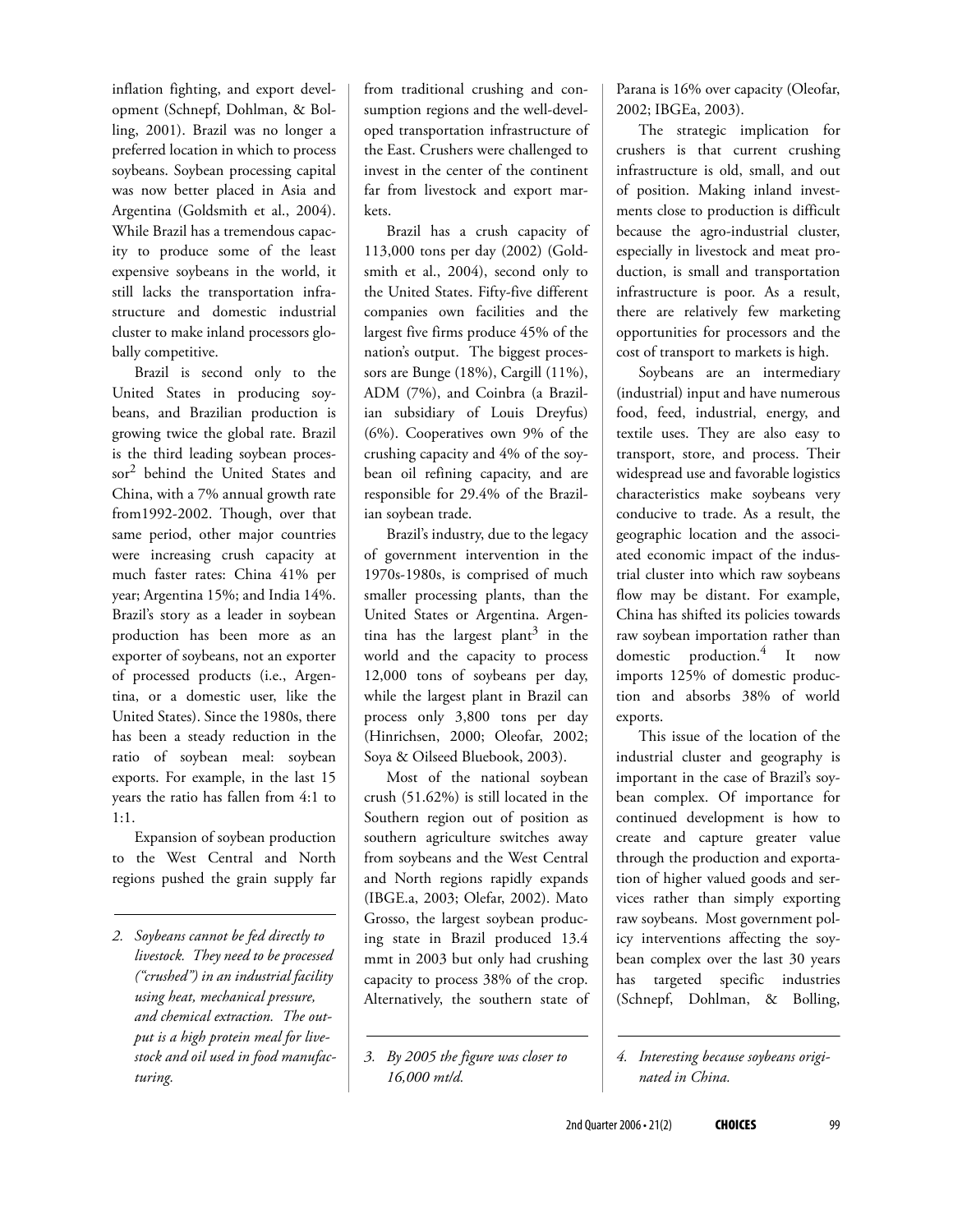inflation fighting, and export development (Schnepf, Dohlman, & Bolling, 2001). Brazil was no longer a preferred location in which to process soybeans. Soybean processing capital was now better placed in Asia and Argentina (Goldsmith et al., 2004). While Brazil has a tremendous capacity to produce some of the least expensive soybeans in the world, it still lacks the transportation infrastructure and domestic industrial cluster to make inland processors globally competitive.

Brazil is second only to the United States in producing soybeans, and Brazilian production is growing twice the global rate. Brazil is the third leading soybean processor[2] behind the United States and China, with a 7% annual growth rate from1992-2002. Though, over that same period, other major countries were increasing crush capacity at much faster rates: China 41% per year; Argentina 15%; and India 14%. Brazil's story as a leader in soybean production has been more as an exporter of soybeans, not an exporter of processed products (i.e., Argentina, or a domestic user, like the United States). Since the 1980s, there has been a steady reduction in the ratio of soybean meal: soybean exports. For example, in the last 15 years the ratio has fallen from 4:1 to 1:1.

Expansion of soybean production to the West Central and North regions pushed the grain supply far from traditional crushing and consumption regions and the well-developed transportation infrastructure of the East. Crushers were challenged to invest in the center of the continent far from livestock and export markets.

Brazil has a crush capacity of 113,000 tons per day (2002) (Goldsmith et al., 2004), second only to the United States. Fifty-five different companies own facilities and the largest five firms produce 45% of the nation's output. The biggest processors are Bunge (18%), Cargill (11%), ADM (7%), and Coinbra (a Brazilian subsidiary of Louis Dreyfus) (6%). Cooperatives own 9% of the crushing capacity and 4% of the soybean oil refining capacity, and are responsible for 29.4% of the Brazilian soybean trade.

Brazil's industry, due to the legacy of government intervention in the 1970s-1980s, is comprised of much smaller processing plants, than the United States or Argentina. Argentina has the largest plant[3] in the world and the capacity to process 12,000 tons of soybeans per day, while the largest plant in Brazil can process only 3,800 tons per day (Hinrichsen, 2000; Oleofar, 2002; Soya & Oilseed Bluebook, 2003).

Most of the national soybean crush (51.62%) is still located in the Southern region out of position as southern agriculture switches away from soybeans and the West Central and North regions rapidly expands (IBGE.a, 2003; Olefar, 2002). Mato Grosso, the largest soybean producing state in Brazil produced 13.4 mmt in 2003 but only had crushing capacity to process 38% of the crop. Alternatively, the southern state of Parana is 16% over capacity (Oleofar, 2002; IBGEa, 2003).

The strategic implication for crushers is that current crushing infrastructure is old, small, and out of position. Making inland investments close to production is difficult because the agro-industrial cluster, especially in livestock and meat production, is small and transportation infrastructure is poor. As a result, there are relatively few marketing opportunities for processors and the cost of transport to markets is high.

Soybeans are an intermediary (industrial) input and have numerous food, feed, industrial, energy, and textile uses. They are also easy to transport, store, and process. Their widespread use and favorable logistics characteristics make soybeans very conducive to trade. As a result, the geographic location and the associated economic impact of the industrial cluster into which raw soybeans flow may be distant. For example, China has shifted its policies towards raw soybean importation rather than domestic production.[4] It now imports 125% of domestic production and absorbs 38% of world exports.

This issue of the location of the industrial cluster and geography is important in the case of Brazil's soybean complex. Of importance for continued development is how to create and capture greater value through the production and exportation of higher valued goods and services rather than simply exporting raw soybeans. Most government policy interventions affecting the soybean complex over the last 30 years has targeted specific industries (Schnepf, Dohlman, & Bolling,

---

*2. Soybeans cannot be fed directly to livestock. They need to be processed ("crushed") in an industrial facility using heat, mechanical pressure, and chemical extraction. The output is a high protein meal for livestock and oil used in food manufacturing.*

*3. By 2005 the figure was closer to 16,000 mt/d.*

*4. Interesting because soybeans originated in China.*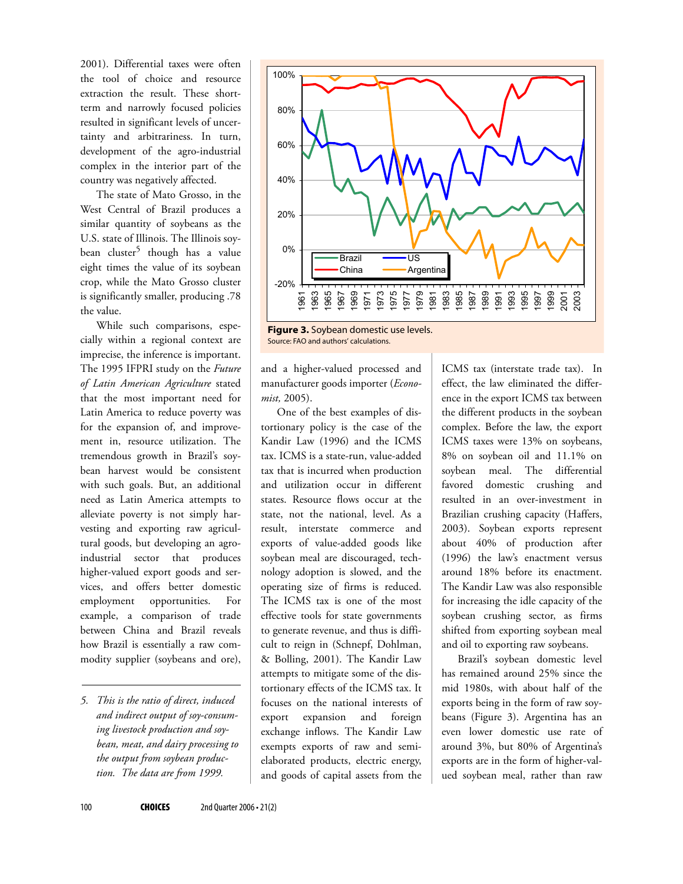2001). Differential taxes were often the tool of choice and resource extraction the result. These short-term and narrowly focused policies resulted in significant levels of uncertainty and arbitrariness. In turn, development of the agro-industrial complex in the interior part of the country was negatively affected.

The state of Mato Grosso, in the West Central of Brazil produces a similar quantity of soybeans as the U.S. state of Illinois. The Illinois soybean cluster[5] though has a value eight times the value of its soybean crop, while the Mato Grosso cluster is significantly smaller, producing .78 the value.

While such comparisons, especially within a regional context are imprecise, the inference is important. The 1995 IFPRI study on the *Future of Latin American Agriculture* stated that the most important need for Latin America to reduce poverty was for the expansion of, and improvement in, resource utilization. The tremendous growth in Brazil's soybean harvest would be consistent with such goals. But, an additional need as Latin America attempts to alleviate poverty is not simply harvesting and exporting raw agricultural goods, but developing an agro-industrial sector that produces higher-valued export goods and services, and offers better domestic employment opportunities. For example, a comparison of trade between China and Brazil reveals how Brazil is essentially a raw commodity supplier (soybeans and ore), and a higher-valued processed and manufacturer goods importer (*Economist,* 2005).

**Figure 3.** Soybean domestic use levels.
Source: FAO and authors' calculations.

One of the best examples of distortionary policy is the case of the Kandir Law (1996) and the ICMS tax. ICMS is a state-run, value-added tax that is incurred when production and utilization occur in different states. Resource flows occur at the state, not the national, level. As a result, interstate commerce and exports of value-added goods like soybean meal are discouraged, technology adoption is slowed, and the operating size of firms is reduced. The ICMS tax is one of the most effective tools for state governments to generate revenue, and thus is difficult to reign in (Schnepf, Dohlman, & Bolling, 2001). The Kandir Law attempts to mitigate some of the distortionary effects of the ICMS tax. It focuses on the national interests of export expansion and foreign exchange inflows. The Kandir Law exempts exports of raw and semi-elaborated products, electric energy, and goods of capital assets from the ICMS tax (interstate trade tax). In effect, the law eliminated the difference in the export ICMS tax between the different products in the soybean complex. Before the law, the export ICMS taxes were 13% on soybeans, 8% on soybean oil and 11.1% on soybean meal. The differential favored domestic crushing and resulted in an over-investment in Brazilian crushing capacity (Haffers, 2003). Soybean exports represent about 40% of production after (1996) the law's enactment versus around 18% before its enactment. The Kandir Law was also responsible for increasing the idle capacity of the soybean crushing sector, as firms shifted from exporting soybean meal and oil to exporting raw soybeans.

Brazil's soybean domestic level has remained around 25% since the mid 1980s, with about half of the exports being in the form of raw soybeans (Figure 3). Argentina has an even lower domestic use rate of around 3%, but 80% of Argentina's exports are in the form of higher-valued soybean meal, rather than raw

---

5. *This is the ratio of direct, induced and indirect output of soy-consuming livestock production and soybean, meat, and dairy processing to the output from soybean production. The data are from 1999.*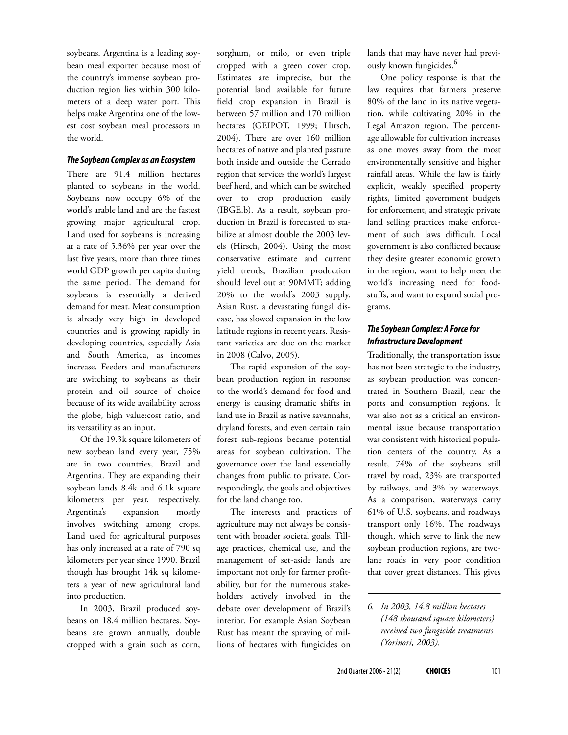soybeans. Argentina is a leading soybean meal exporter because most of the country's immense soybean production region lies within 300 kilometers of a deep water port. This helps make Argentina one of the lowest cost soybean meal processors in the world.

### *The Soybean Complex as an Ecosystem*

There are 91.4 million hectares planted to soybeans in the world. Soybeans now occupy 6% of the world's arable land and are the fastest growing major agricultural crop. Land used for soybeans is increasing at a rate of 5.36% per year over the last five years, more than three times world GDP growth per capita during the same period. The demand for soybeans is essentially a derived demand for meat. Meat consumption is already very high in developed countries and is growing rapidly in developing countries, especially Asia and South America, as incomes increase. Feeders and manufacturers are switching to soybeans as their protein and oil source of choice because of its wide availability across the globe, high value:cost ratio, and its versatility as an input.

Of the 19.3k square kilometers of new soybean land every year, 75% are in two countries, Brazil and Argentina. They are expanding their soybean lands 8.4k and 6.1k square kilometers per year, respectively. Argentina's expansion mostly involves switching among crops. Land used for agricultural purposes has only increased at a rate of 790 sq kilometers per year since 1990. Brazil though has brought 14k sq kilometers a year of new agricultural land into production.

In 2003, Brazil produced soybeans on 18.4 million hectares. Soybeans are grown annually, double cropped with a grain such as corn, sorghum, or milo, or even triple cropped with a green cover crop. Estimates are imprecise, but the potential land available for future field crop expansion in Brazil is between 57 million and 170 million hectares (GEIPOT, 1999; Hirsch, 2004). There are over 160 million hectares of native and planted pasture both inside and outside the Cerrado region that services the world's largest beef herd, and which can be switched over to crop production easily (IBGE.b). As a result, soybean production in Brazil is forecasted to stabilize at almost double the 2003 levels (Hirsch, 2004). Using the most conservative estimate and current yield trends, Brazilian production should level out at 90MMT; adding 20% to the world's 2003 supply. Asian Rust, a devastating fungal disease, has slowed expansion in the low latitude regions in recent years. Resistant varieties are due on the market in 2008 (Calvo, 2005).

The rapid expansion of the soybean production region in response to the world's demand for food and energy is causing dramatic shifts in land use in Brazil as native savannahs, dryland forests, and even certain rain forest sub-regions became potential areas for soybean cultivation. The governance over the land essentially changes from public to private. Correspondingly, the goals and objectives for the land change too.

The interests and practices of agriculture may not always be consistent with broader societal goals. Tillage practices, chemical use, and the management of set-aside lands are important not only for farmer profitability, but for the numerous stakeholders actively involved in the debate over development of Brazil's interior. For example Asian Soybean Rust has meant the spraying of millions of hectares with fungicides on lands that may have never had previously known fungicides.[6]

One policy response is that the law requires that farmers preserve 80% of the land in its native vegetation, while cultivating 20% in the Legal Amazon region. The percentage allowable for cultivation increases as one moves away from the most environmentally sensitive and higher rainfall areas. While the law is fairly explicit, weakly specified property rights, limited government budgets for enforcement, and strategic private land selling practices make enforcement of such laws difficult. Local government is also conflicted because they desire greater economic growth in the region, want to help meet the world's increasing need for foodstuffs, and want to expand social programs.

### *The Soybean Complex: A Force for Infrastructure Development*

Traditionally, the transportation issue has not been strategic to the industry, as soybean production was concentrated in Southern Brazil, near the ports and consumption regions. It was also not as a critical an environmental issue because transportation was consistent with historical population centers of the country. As a result, 74% of the soybeans still travel by road, 23% are transported by railways, and 3% by waterways. As a comparison, waterways carry 61% of U.S. soybeans, and roadways transport only 16%. The roadways though, which serve to link the new soybean production regions, are two-lane roads in very poor condition that cover great distances. This gives

*6. In 2003, 14.8 million hectares (148 thousand square kilometers) received two fungicide treatments (Yorinori, 2003).*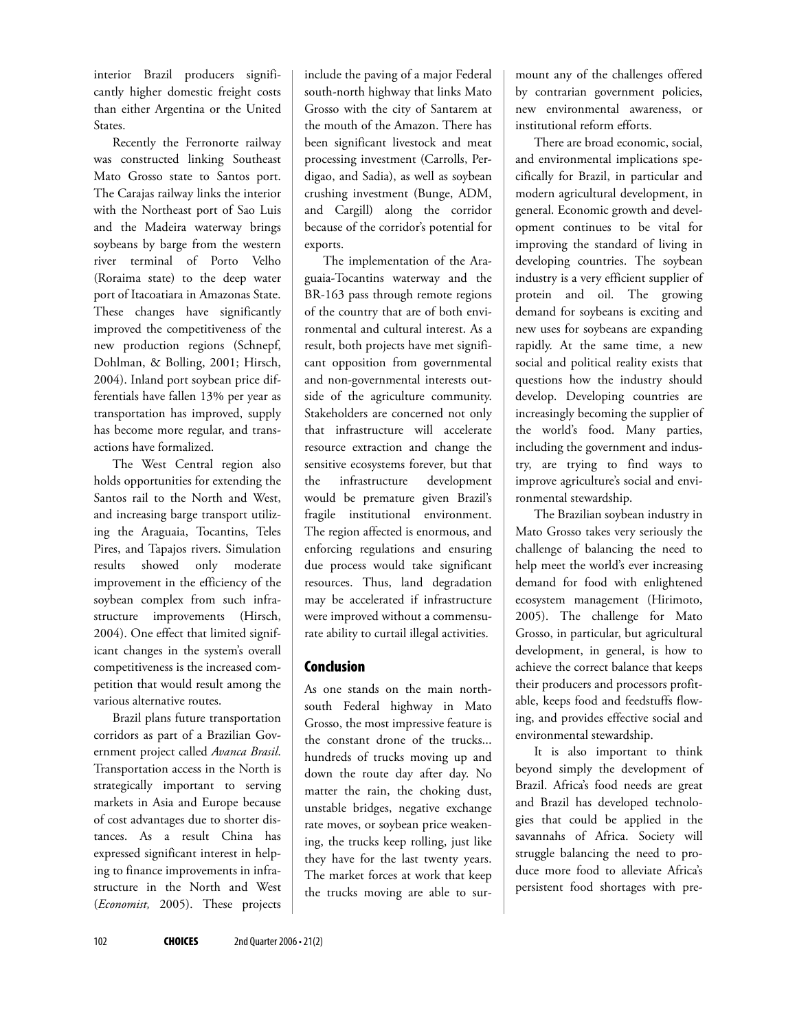interior Brazil producers significantly higher domestic freight costs than either Argentina or the United States.

Recently the Ferronorte railway was constructed linking Southeast Mato Grosso state to Santos port. The Carajas railway links the interior with the Northeast port of Sao Luis and the Madeira waterway brings soybeans by barge from the western river terminal of Porto Velho (Roraima state) to the deep water port of Itacoatiara in Amazonas State. These changes have significantly improved the competitiveness of the new production regions (Schnepf, Dohlman, & Bolling, 2001; Hirsch, 2004). Inland port soybean price differentials have fallen 13% per year as transportation has improved, supply has become more regular, and transactions have formalized.

The West Central region also holds opportunities for extending the Santos rail to the North and West, and increasing barge transport utilizing the Araguaia, Tocantins, Teles Pires, and Tapajos rivers. Simulation results showed only moderate improvement in the efficiency of the soybean complex from such infrastructure improvements (Hirsch, 2004). One effect that limited significant changes in the system's overall competitiveness is the increased competition that would result among the various alternative routes.

Brazil plans future transportation corridors as part of a Brazilian Government project called *Avanca Brasil*. Transportation access in the North is strategically important to serving markets in Asia and Europe because of cost advantages due to shorter distances. As a result China has expressed significant interest in helping to finance improvements in infrastructure in the North and West (*Economist,* 2005). These projects include the paving of a major Federal south-north highway that links Mato Grosso with the city of Santarem at the mouth of the Amazon. There has been significant livestock and meat processing investment (Carrolls, Perdigao, and Sadia), as well as soybean crushing investment (Bunge, ADM, and Cargill) along the corridor because of the corridor's potential for exports.

The implementation of the Araguaia-Tocantins waterway and the BR-163 pass through remote regions of the country that are of both environmental and cultural interest. As a result, both projects have met significant opposition from governmental and non-governmental interests outside of the agriculture community. Stakeholders are concerned not only that infrastructure will accelerate resource extraction and change the sensitive ecosystems forever, but that the infrastructure development would be premature given Brazil's fragile institutional environment. The region affected is enormous, and enforcing regulations and ensuring due process would take significant resources. Thus, land degradation may be accelerated if infrastructure were improved without a commensurate ability to curtail illegal activities.

## Conclusion

As one stands on the main north-south Federal highway in Mato Grosso, the most impressive feature is the constant drone of the trucks... hundreds of trucks moving up and down the route day after day. No matter the rain, the choking dust, unstable bridges, negative exchange rate moves, or soybean price weakening, the trucks keep rolling, just like they have for the last twenty years. The market forces at work that keep the trucks moving are able to surmount any of the challenges offered by contrarian government policies, new environmental awareness, or institutional reform efforts.

There are broad economic, social, and environmental implications specifically for Brazil, in particular and modern agricultural development, in general. Economic growth and development continues to be vital for improving the standard of living in developing countries. The soybean industry is a very efficient supplier of protein and oil. The growing demand for soybeans is exciting and new uses for soybeans are expanding rapidly. At the same time, a new social and political reality exists that questions how the industry should develop. Developing countries are increasingly becoming the supplier of the world's food. Many parties, including the government and industry, are trying to find ways to improve agriculture's social and environmental stewardship.

The Brazilian soybean industry in Mato Grosso takes very seriously the challenge of balancing the need to help meet the world's ever increasing demand for food with enlightened ecosystem management (Hirimoto, 2005). The challenge for Mato Grosso, in particular, but agricultural development, in general, is how to achieve the correct balance that keeps their producers and processors profitable, keeps food and feedstuffs flowing, and provides effective social and environmental stewardship.

It is also important to think beyond simply the development of Brazil. Africa's food needs are great and Brazil has developed technologies that could be applied in the savannahs of Africa. Society will struggle balancing the need to produce more food to alleviate Africa's persistent food shortages with pre-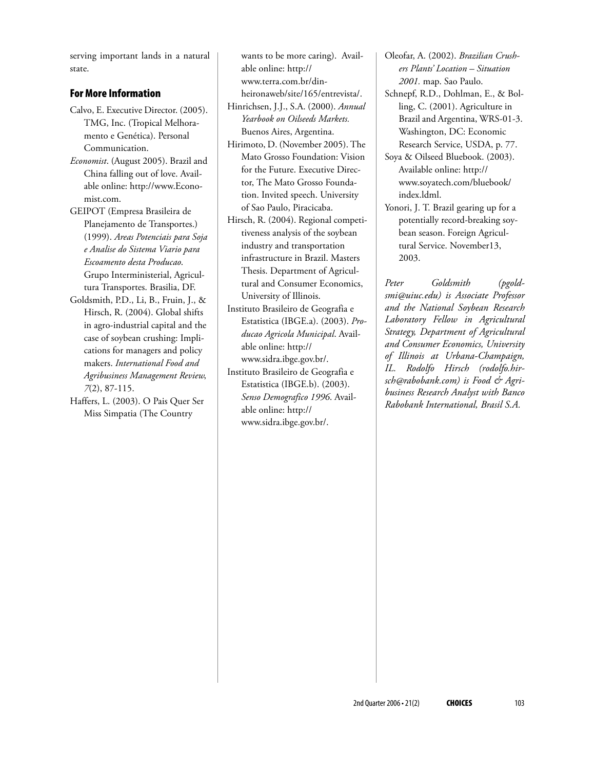serving important lands in a natural state.

## For More Information

Calvo, E. Executive Director. (2005). TMG, Inc. (Tropical Melhoramento e Genética). Personal Communication.

*Economist*. (August 2005). Brazil and China falling out of love. Available online: http://www.Economist.com.

GEIPOT (Empresa Brasileira de Planejamento de Transportes.) (1999). *Areas Potenciais para Soja e Analise do Sistema Viario para Escoamento desta Producao*. Grupo Interministerial, Agricultura Transportes. Brasilia, DF.

Goldsmith, P.D., Li, B., Fruin, J., & Hirsch, R. (2004). Global shifts in agro-industrial capital and the case of soybean crushing: Implications for managers and policy makers. *International Food and Agribusiness Management Review*, *7*(2), 87-115.

Haffers, L. (2003). O Pais Quer Ser Miss Simpatia (The Country wants to be more caring). Available online: http://www.terra.com.br/dinheironaweb/site/165/entrevista/.

Hinrichsen, J.J., S.A. (2000). *Annual Yearbook on Oilseeds Markets.* Buenos Aires, Argentina.

Hirimoto, D. (November 2005). The Mato Grosso Foundation: Vision for the Future. Executive Director, The Mato Grosso Foundation. Invited speech. University of Sao Paulo, Piracicaba.

Hirsch, R. (2004). Regional competitiveness analysis of the soybean industry and transportation infrastructure in Brazil. Masters Thesis. Department of Agricultural and Consumer Economics, University of Illinois.

Instituto Brasileiro de Geografia e Estatistica (IBGE.a). (2003). *Producao Agricola Municipal*. Available online: http://www.sidra.ibge.gov.br/.

Instituto Brasileiro de Geografia e Estatistica (IBGE.b). (2003). *Senso Demografico 1996*. Available online: http://www.sidra.ibge.gov.br/.

Oleofar, A. (2002). *Brazilian Crushers Plants' Location – Situation 2001.* map. Sao Paulo.

Schnepf, R.D., Dohlman, E., & Bolling, C. (2001). Agriculture in Brazil and Argentina, WRS-01-3. Washington, DC: Economic Research Service, USDA, p. 77.

Soya & Oilseed Bluebook. (2003). Available online: http://www.soyatech.com/bluebook/index.ldml.

Yonori, J. T. Brazil gearing up for a potentially record-breaking soybean season. Foreign Agricultural Service. November13, 2003.

*Peter Goldsmith (pgoldsmi@uiuc.edu) is Associate Professor and the National Soybean Research Laboratory Fellow in Agricultural Strategy, Department of Agricultural and Consumer Economics, University of Illinois at Urbana-Champaign, IL. Rodolfo Hirsch (rodolfo.hirsch@rabobank.com) is Food & Agribusiness Research Analyst with Banco Rabobank International, Brasil S.A.*